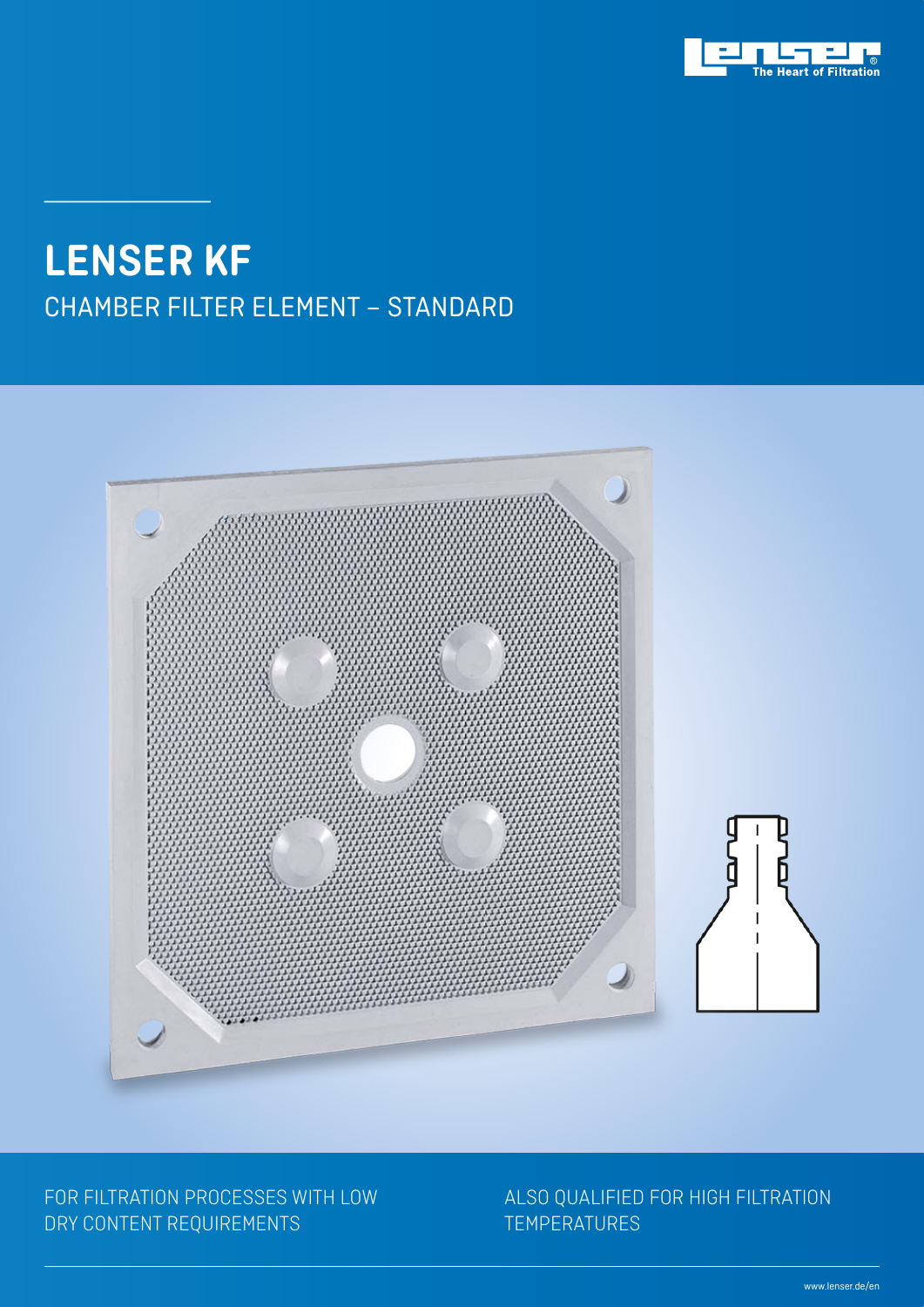# LENSER KF

## CHAMBER FILTER ELEMENT – STANDARD

FOR FILTRATION PROCESSES WITH LOW DRY CONTENT REQUIREMENTS

ALSO QUALIFIED FOR HIGH FILTRATION TEMPERATURES

www.lenser.de/en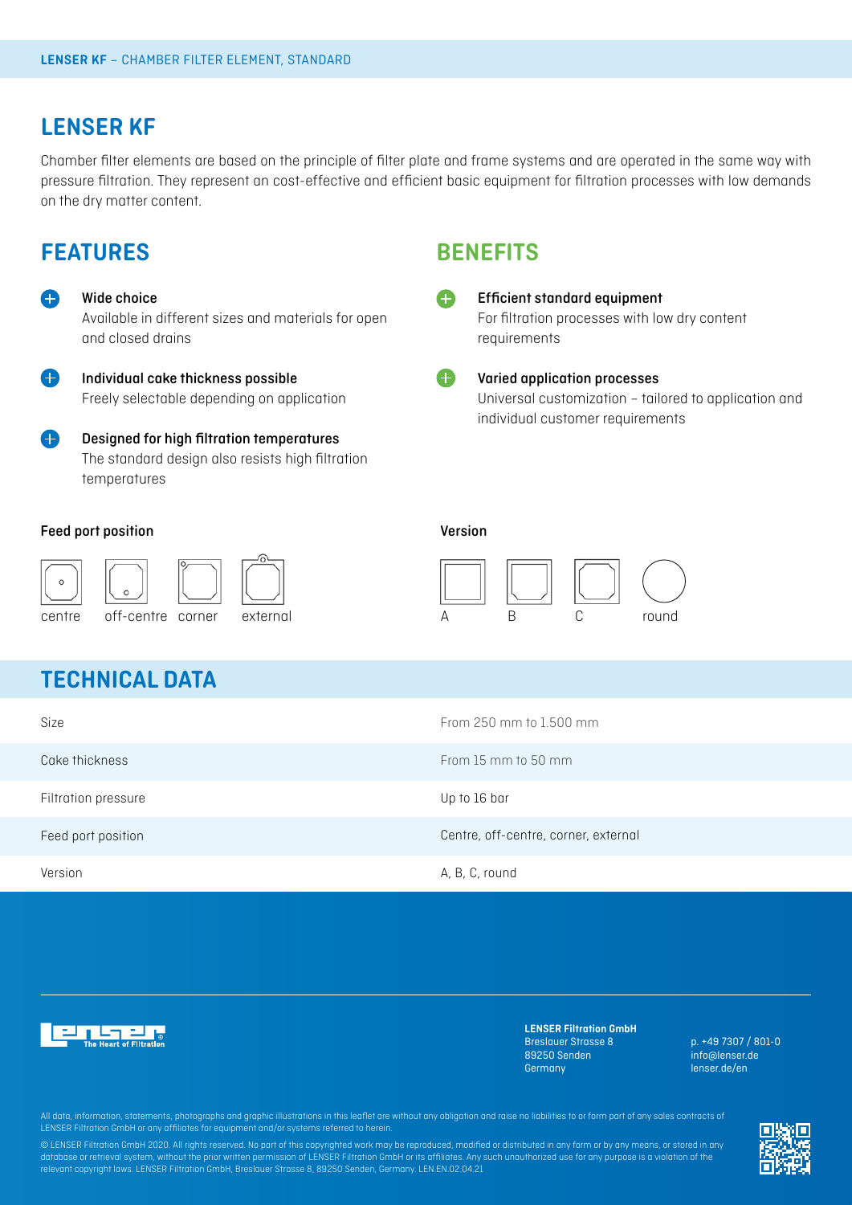# LENSER KF

Chamber filter elements are based on the principle of filter plate and frame systems and are operated in the same way with pressure filtration. They represent an cost-effective and efficient basic equipment for filtration processes with low demands on the dry matter content.

## FEATURES

- **Wide choice**
  Available in different sizes and materials for open and closed drains
- **Individual cake thickness possible**
  Freely selectable depending on application
- **Designed for high filtration temperatures**
  The standard design also resists high filtration temperatures

## BENEFITS

- **Efficient standard equipment**
  For filtration processes with low dry content requirements
- **Varied application processes**
  Universal customization – tailored to application and individual customer requirements

**Feed port position**

centre
off-centre
corner
external

**Version**

A
B
C
round

## TECHNICAL DATA

| | |
|---|---|
| Size | From 250 mm to 1.500 mm |
| Cake thickness | From 15 mm to 50 mm |
| Filtration pressure | Up to 16 bar |
| Feed port position | Centre, off-centre, corner, external |
| Version | A, B, C, round |

The Heart of Filtration

**LENSER Filtration GmbH**
Breslauer Strasse 8
89250 Senden
Germany

p. +49 7307 / 801-0
info@lenser.de
lenser.de/en

All data, information, statements, photographs and graphic illustrations in this leaflet are without any obligation and raise no liabilities to or form part of any sales contracts of LENSER Filtration GmbH or any affiliates for equipment and/or systems referred to herein.

© LENSER Filtration GmbH 2020. All rights reserved. No part of this copyrighted work may be reproduced, modified or distributed in any form or by any means, or stored in any database or retrieval system, without the prior written permission of LENSER Filtration GmbH or its affiliates. Any such unauthorized use for any purpose is a violation of the relevant copyright laws. LENSER Filtration GmbH, Breslauer Strasse 8, 89250 Senden, Germany. LEN.EN.02.04.21